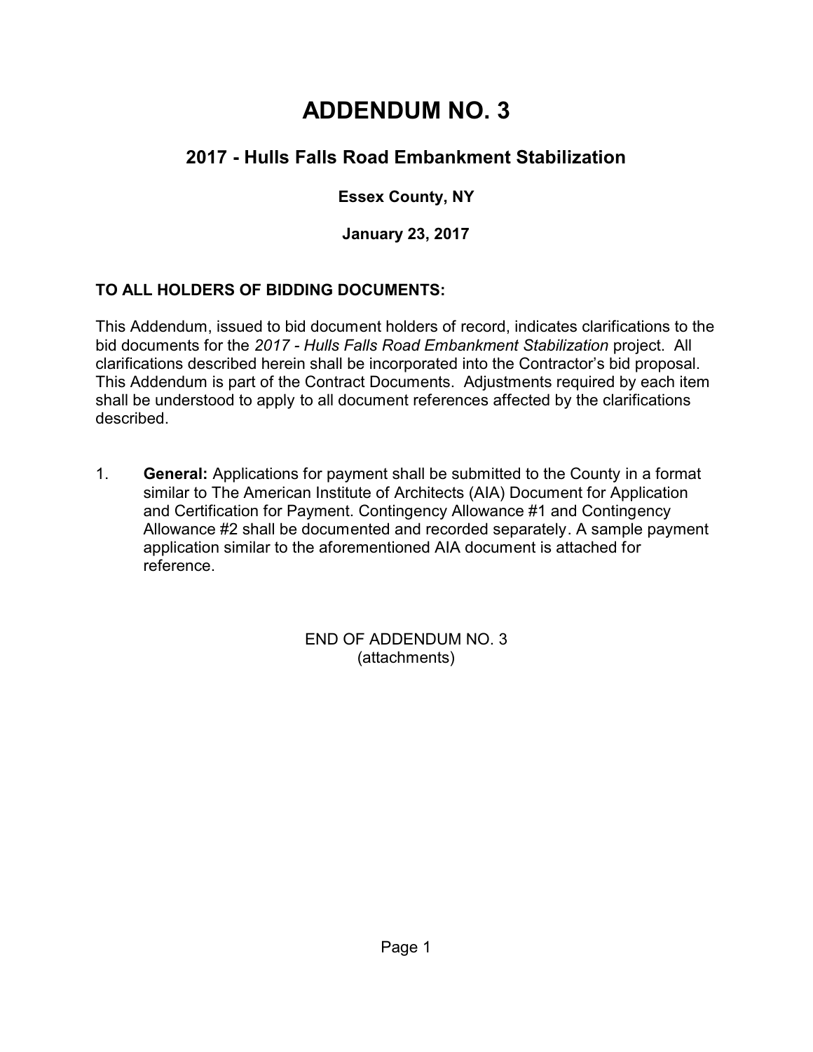# ADDENDUM NO. 3

## 2017 - Hulls Falls Road Embankment Stabilization

### Essex County, NY

### January 23, 2017

**TO ALL HOLDERS OF BIDDING DOCUMENTS:**

This Addendum, issued to bid document holders of record, indicates clarifications to the bid documents for the *2017 - Hulls Falls Road Embankment Stabilization* project. All clarifications described herein shall be incorporated into the Contractor's bid proposal. This Addendum is part of the Contract Documents. Adjustments required by each item shall be understood to apply to all document references affected by the clarifications described.

1. **General:** Applications for payment shall be submitted to the County in a format similar to The American Institute of Architects (AIA) Document for Application and Certification for Payment. Contingency Allowance #1 and Contingency Allowance #2 shall be documented and recorded separately. A sample payment application similar to the aforementioned AIA document is attached for reference.

END OF ADDENDUM NO. 3
(attachments)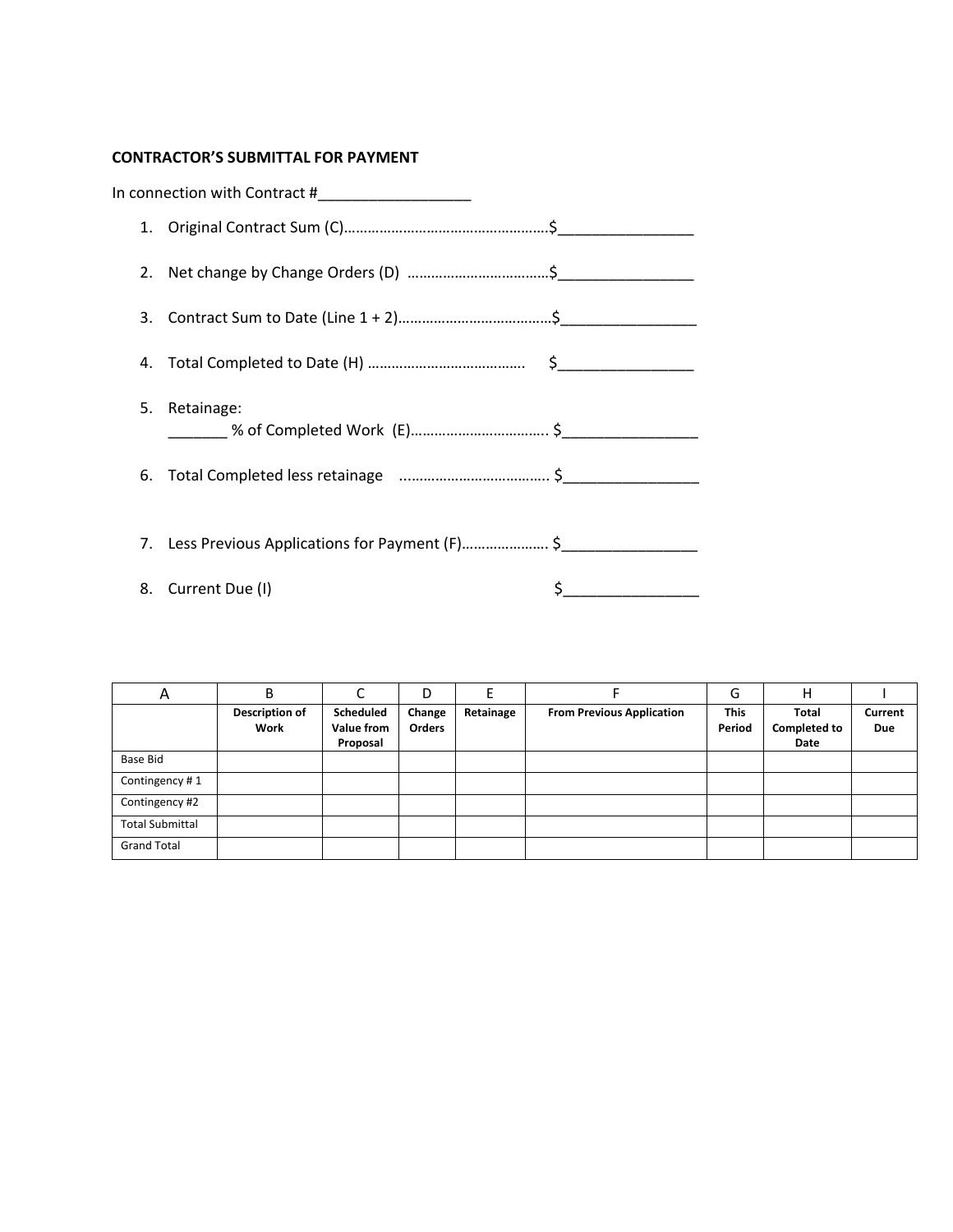**CONTRACTOR'S SUBMITTAL FOR PAYMENT**

In connection with Contract #__________________

1. Original Contract Sum (C)……………………………………………$________________
2. Net change by Change Orders (D) ………………………………$________________
3. Contract Sum to Date (Line 1 + 2)…………………………………$________________
4. Total Completed to Date (H) …………………………………. $________________
5. Retainage:
   _______ % of Completed Work (E)……………………………. $________________
6. Total Completed less retainage ………………………………. $________________
7. Less Previous Applications for Payment (F)…………………. $________________
8. Current Due (I) $________________

| A | B | C | D | E | F | G | H | I |
|---|---|---|---|---|---|---|---|---|
| | **Description of Work** | **Scheduled Value from Proposal** | **Change Orders** | **Retainage** | **From Previous Application** | **This Period** | **Total Completed to Date** | **Current Due** |
| Base Bid | | | | | | | | |
| Contingency # 1 | | | | | | | | |
| Contingency #2 | | | | | | | | |
| Total Submittal | | | | | | | | |
| Grand Total | | | | | | | | |